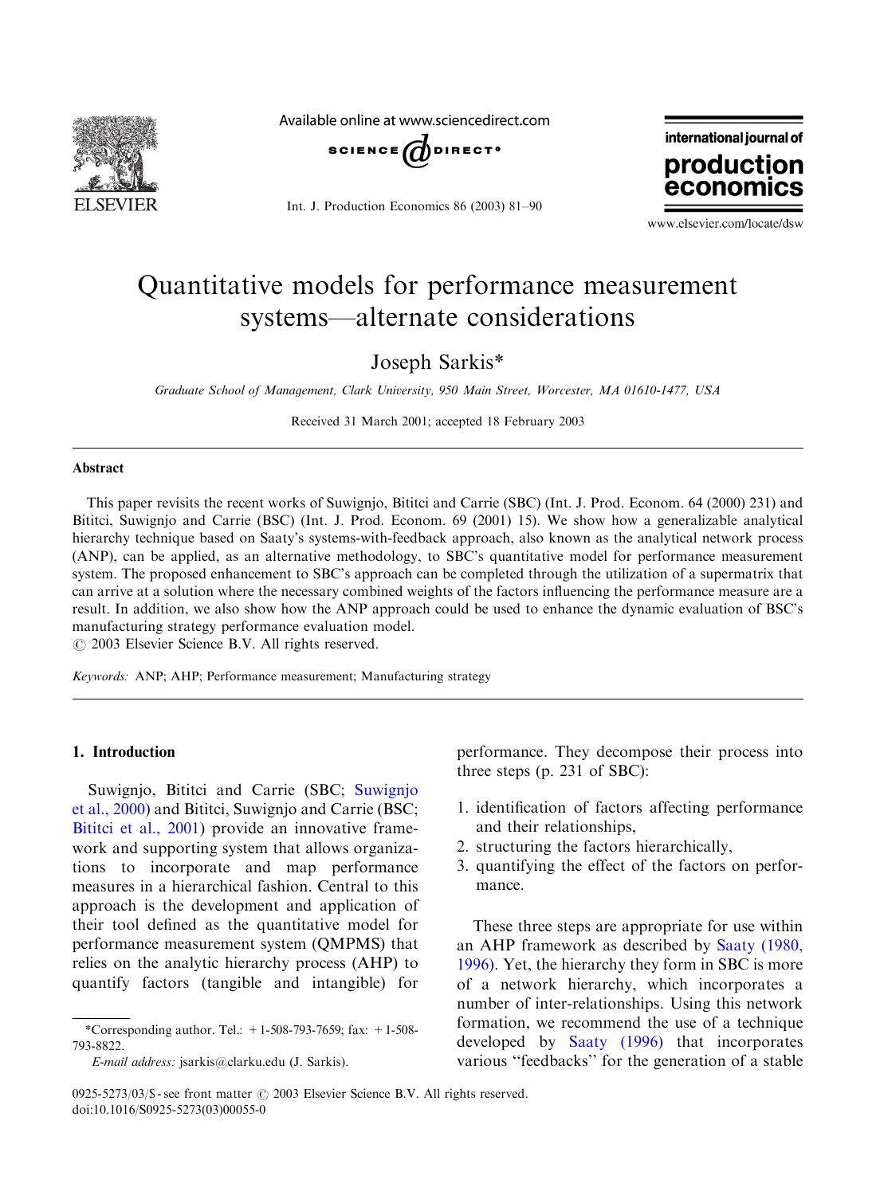# Quantitative models for performance measurement systems—alternate considerations

Joseph Sarkis*

*Graduate School of Management, Clark University, 950 Main Street, Worcester, MA 01610-1477, USA*

Received 31 March 2001; accepted 18 February 2003

## Abstract

This paper revisits the recent works of Suwignjo, Bititci and Carrie (SBC) (Int. J. Prod. Econom. 64 (2000) 231) and Bititci, Suwignjo and Carrie (BSC) (Int. J. Prod. Econom. 69 (2001) 15). We show how a generalizable analytical hierarchy technique based on Saaty's systems-with-feedback approach, also known as the analytical network process (ANP), can be applied, as an alternative methodology, to SBC's quantitative model for performance measurement system. The proposed enhancement to SBC's approach can be completed through the utilization of a supermatrix that can arrive at a solution where the necessary combined weights of the factors influencing the performance measure are a result. In addition, we also show how the ANP approach could be used to enhance the dynamic evaluation of BSC's manufacturing strategy performance evaluation model.

© 2003 Elsevier Science B.V. All rights reserved.

*Keywords:* ANP; AHP; Performance measurement; Manufacturing strategy

## 1. Introduction

Suwignjo, Bititci and Carrie (SBC; Suwignjo et al., 2000) and Bititci, Suwignjo and Carrie (BSC; Bititci et al., 2001) provide an innovative framework and supporting system that allows organizations to incorporate and map performance measures in a hierarchical fashion. Central to this approach is the development and application of their tool defined as the quantitative model for performance measurement system (QMPMS) that relies on the analytic hierarchy process (AHP) to quantify factors (tangible and intangible) for performance. They decompose their process into three steps (p. 231 of SBC):

1. identification of factors affecting performance and their relationships,
2. structuring the factors hierarchically,
3. quantifying the effect of the factors on performance.

These three steps are appropriate for use within an AHP framework as described by Saaty (1980, 1996). Yet, the hierarchy they form in SBC is more of a network hierarchy, which incorporates a number of inter-relationships. Using this network formation, we recommend the use of a technique developed by Saaty (1996) that incorporates various "feedbacks" for the generation of a stable

*Corresponding author. Tel.: +1-508-793-7659; fax: +1-508-793-8822.

*E-mail address:* jsarkis@clarku.edu (J. Sarkis).

0925-5273/03/$ - see front matter © 2003 Elsevier Science B.V. All rights reserved.
doi:10.1016/S0925-5273(03)00055-0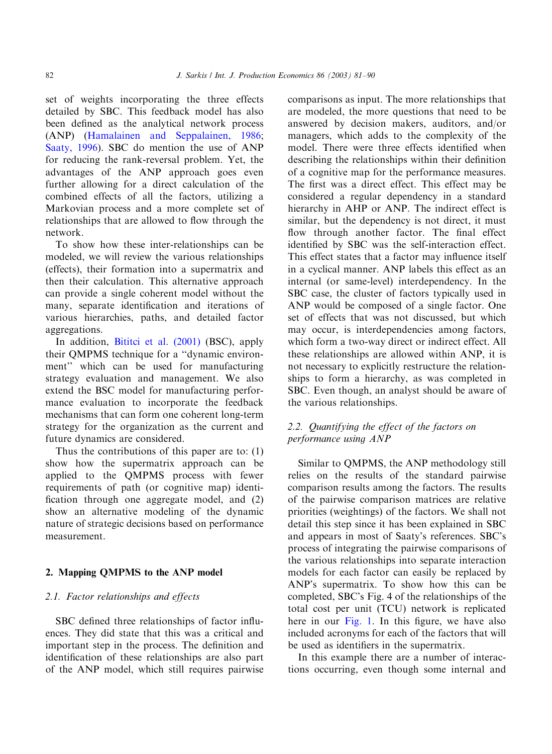set of weights incorporating the three effects detailed by SBC. This feedback model has also been defined as the analytical network process (ANP) (Hamalainen and Seppalainen, 1986; Saaty, 1996). SBC do mention the use of ANP for reducing the rank-reversal problem. Yet, the advantages of the ANP approach goes even further allowing for a direct calculation of the combined effects of all the factors, utilizing a Markovian process and a more complete set of relationships that are allowed to flow through the network.

To show how these inter-relationships can be modeled, we will review the various relationships (effects), their formation into a supermatrix and then their calculation. This alternative approach can provide a single coherent model without the many, separate identification and iterations of various hierarchies, paths, and detailed factor aggregations.

In addition, Bititci et al. (2001) (BSC), apply their QMPMS technique for a "dynamic environment" which can be used for manufacturing strategy evaluation and management. We also extend the BSC model for manufacturing performance evaluation to incorporate the feedback mechanisms that can form one coherent long-term strategy for the organization as the current and future dynamics are considered.

Thus the contributions of this paper are to: (1) show how the supermatrix approach can be applied to the QMPMS process with fewer requirements of path (or cognitive map) identification through one aggregate model, and (2) show an alternative modeling of the dynamic nature of strategic decisions based on performance measurement.

## 2. Mapping QMPMS to the ANP model

### *2.1. Factor relationships and effects*

SBC defined three relationships of factor influences. They did state that this was a critical and important step in the process. The definition and identification of these relationships are also part of the ANP model, which still requires pairwise comparisons as input. The more relationships that are modeled, the more questions that need to be answered by decision makers, auditors, and/or managers, which adds to the complexity of the model. There were three effects identified when describing the relationships within their definition of a cognitive map for the performance measures. The first was a direct effect. This effect may be considered a regular dependency in a standard hierarchy in AHP or ANP. The indirect effect is similar, but the dependency is not direct, it must flow through another factor. The final effect identified by SBC was the self-interaction effect. This effect states that a factor may influence itself in a cyclical manner. ANP labels this effect as an internal (or same-level) interdependency. In the SBC case, the cluster of factors typically used in ANP would be composed of a single factor. One set of effects that was not discussed, but which may occur, is interdependencies among factors, which form a two-way direct or indirect effect. All these relationships are allowed within ANP, it is not necessary to explicitly restructure the relationships to form a hierarchy, as was completed in SBC. Even though, an analyst should be aware of the various relationships.

### *2.2. Quantifying the effect of the factors on performance using ANP*

Similar to QMPMS, the ANP methodology still relies on the results of the standard pairwise comparison results among the factors. The results of the pairwise comparison matrices are relative priorities (weightings) of the factors. We shall not detail this step since it has been explained in SBC and appears in most of Saaty's references. SBC's process of integrating the pairwise comparisons of the various relationships into separate interaction models for each factor can easily be replaced by ANP's supermatrix. To show how this can be completed, SBC's Fig. 4 of the relationships of the total cost per unit (TCU) network is replicated here in our Fig. 1. In this figure, we have also included acronyms for each of the factors that will be used as identifiers in the supermatrix.

In this example there are a number of interactions occurring, even though some internal and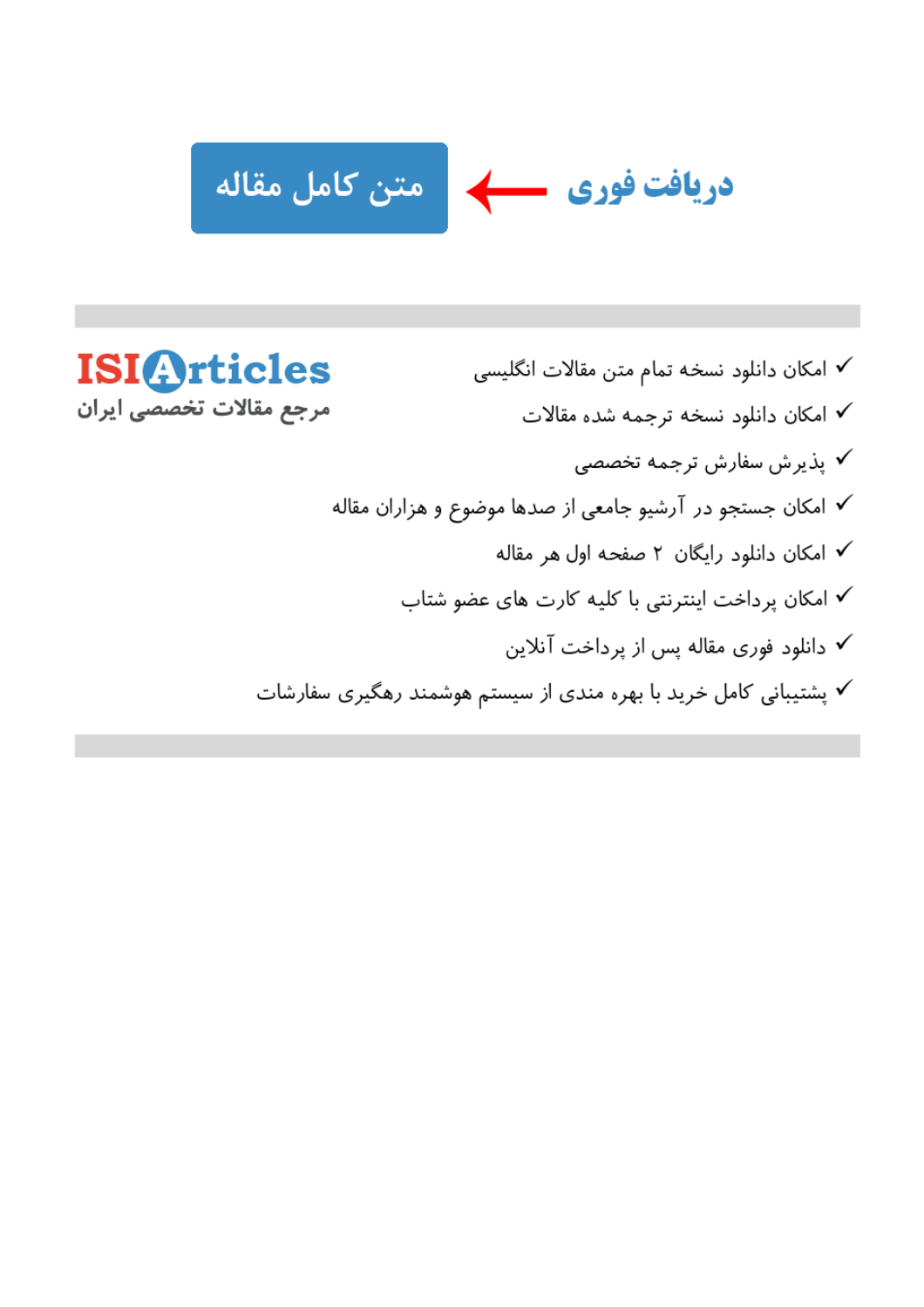دریافت فوری ← متن کامل مقاله

ISIArticles
مرجع مقالات تخصصی ایران

- ✓ امکان دانلود نسخه تمام متن مقالات انگلیسی
- ✓ امکان دانلود نسخه ترجمه شده مقالات
- ✓ پذیرش سفارش ترجمه تخصصی
- ✓ امکان جستجو در آرشیو جامعی از صدها موضوع و هزاران مقاله
- ✓ امکان دانلود رایگان ۲ صفحه اول هر مقاله
- ✓ امکان پرداخت اینترنتی با کلیه کارت های عضو شتاب
- ✓ دانلود فوری مقاله پس از پرداخت آنلاین
- ✓ پشتیبانی کامل خرید با بهره مندی از سیستم هوشمند رهگیری سفارشات